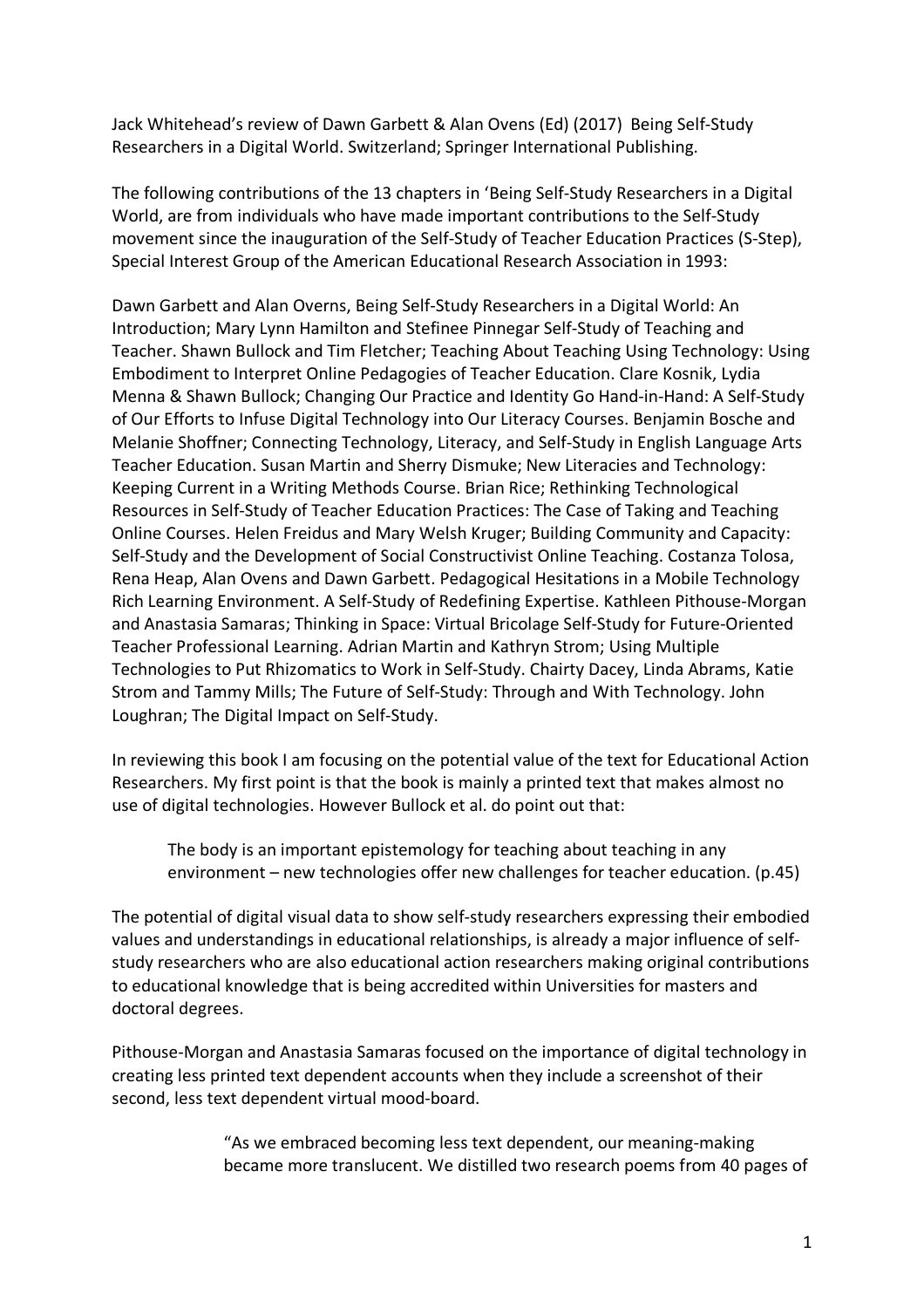Jack Whitehead's review of Dawn Garbett & Alan Ovens (Ed) (2017) Being Self-Study Researchers in a Digital World. Switzerland; Springer International Publishing.

The following contributions of the 13 chapters in 'Being Self-Study Researchers in a Digital World, are from individuals who have made important contributions to the Self-Study movement since the inauguration of the Self-Study of Teacher Education Practices (S-Step), Special Interest Group of the American Educational Research Association in 1993:

Dawn Garbett and Alan Overns, Being Self-Study Researchers in a Digital World: An Introduction; Mary Lynn Hamilton and Stefinee Pinnegar Self-Study of Teaching and Teacher. Shawn Bullock and Tim Fletcher; Teaching About Teaching Using Technology: Using Embodiment to Interpret Online Pedagogies of Teacher Education. Clare Kosnik, Lydia Menna & Shawn Bullock; Changing Our Practice and Identity Go Hand-in-Hand: A Self-Study of Our Efforts to Infuse Digital Technology into Our Literacy Courses. Benjamin Bosche and Melanie Shoffner; Connecting Technology, Literacy, and Self-Study in English Language Arts Teacher Education. Susan Martin and Sherry Dismuke; New Literacies and Technology: Keeping Current in a Writing Methods Course. Brian Rice; Rethinking Technological Resources in Self-Study of Teacher Education Practices: The Case of Taking and Teaching Online Courses. Helen Freidus and Mary Welsh Kruger; Building Community and Capacity: Self-Study and the Development of Social Constructivist Online Teaching. Costanza Tolosa, Rena Heap, Alan Ovens and Dawn Garbett. Pedagogical Hesitations in a Mobile Technology Rich Learning Environment. A Self-Study of Redefining Expertise. Kathleen Pithouse-Morgan and Anastasia Samaras; Thinking in Space: Virtual Bricolage Self-Study for Future-Oriented Teacher Professional Learning. Adrian Martin and Kathryn Strom; Using Multiple Technologies to Put Rhizomatics to Work in Self-Study. Chairty Dacey, Linda Abrams, Katie Strom and Tammy Mills; The Future of Self-Study: Through and With Technology. John Loughran; The Digital Impact on Self-Study.

In reviewing this book I am focusing on the potential value of the text for Educational Action Researchers. My first point is that the book is mainly a printed text that makes almost no use of digital technologies. However Bullock et al. do point out that:

> The body is an important epistemology for teaching about teaching in any environment – new technologies offer new challenges for teacher education. (p.45)

The potential of digital visual data to show self-study researchers expressing their embodied values and understandings in educational relationships, is already a major influence of self-study researchers who are also educational action researchers making original contributions to educational knowledge that is being accredited within Universities for masters and doctoral degrees.

Pithouse-Morgan and Anastasia Samaras focused on the importance of digital technology in creating less printed text dependent accounts when they include a screenshot of their second, less text dependent virtual mood-board.

> "As we embraced becoming less text dependent, our meaning-making became more translucent. We distilled two research poems from 40 pages of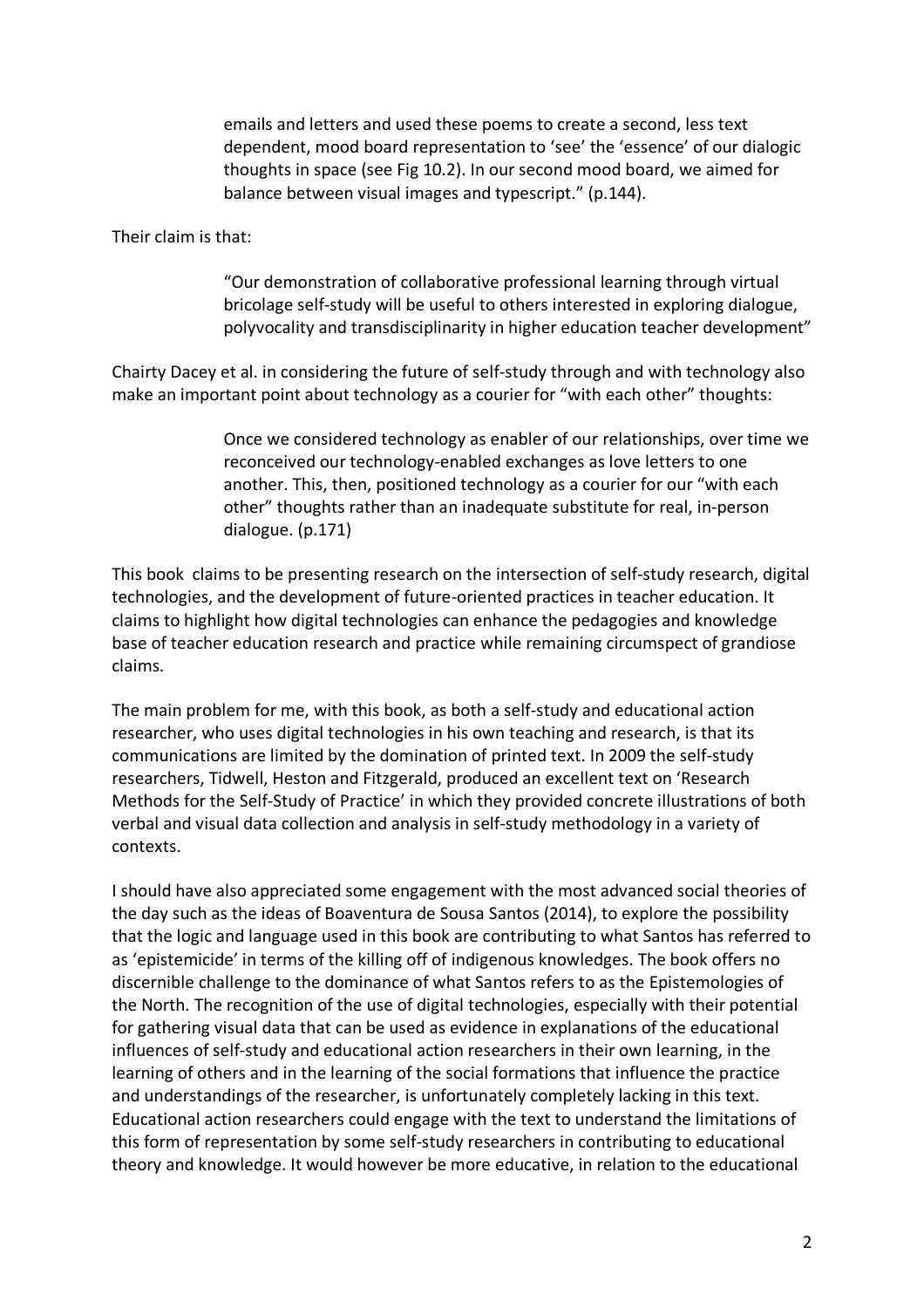> emails and letters and used these poems to create a second, less text dependent, mood board representation to 'see' the 'essence' of our dialogic thoughts in space (see Fig 10.2). In our second mood board, we aimed for balance between visual images and typescript." (p.144).

Their claim is that:

> "Our demonstration of collaborative professional learning through virtual bricolage self-study will be useful to others interested in exploring dialogue, polyvocality and transdisciplinarity in higher education teacher development"

Chairty Dacey et al. in considering the future of self-study through and with technology also make an important point about technology as a courier for "with each other" thoughts:

> Once we considered technology as enabler of our relationships, over time we reconceived our technology-enabled exchanges as love letters to one another. This, then, positioned technology as a courier for our "with each other" thoughts rather than an inadequate substitute for real, in-person dialogue. (p.171)

This book claims to be presenting research on the intersection of self-study research, digital technologies, and the development of future-oriented practices in teacher education. It claims to highlight how digital technologies can enhance the pedagogies and knowledge base of teacher education research and practice while remaining circumspect of grandiose claims.

The main problem for me, with this book, as both a self-study and educational action researcher, who uses digital technologies in his own teaching and research, is that its communications are limited by the domination of printed text. In 2009 the self-study researchers, Tidwell, Heston and Fitzgerald, produced an excellent text on 'Research Methods for the Self-Study of Practice' in which they provided concrete illustrations of both verbal and visual data collection and analysis in self-study methodology in a variety of contexts.

I should have also appreciated some engagement with the most advanced social theories of the day such as the ideas of Boaventura de Sousa Santos (2014), to explore the possibility that the logic and language used in this book are contributing to what Santos has referred to as 'epistemicide' in terms of the killing off of indigenous knowledges. The book offers no discernible challenge to the dominance of what Santos refers to as the Epistemologies of the North. The recognition of the use of digital technologies, especially with their potential for gathering visual data that can be used as evidence in explanations of the educational influences of self-study and educational action researchers in their own learning, in the learning of others and in the learning of the social formations that influence the practice and understandings of the researcher, is unfortunately completely lacking in this text. Educational action researchers could engage with the text to understand the limitations of this form of representation by some self-study researchers in contributing to educational theory and knowledge. It would however be more educative, in relation to the educational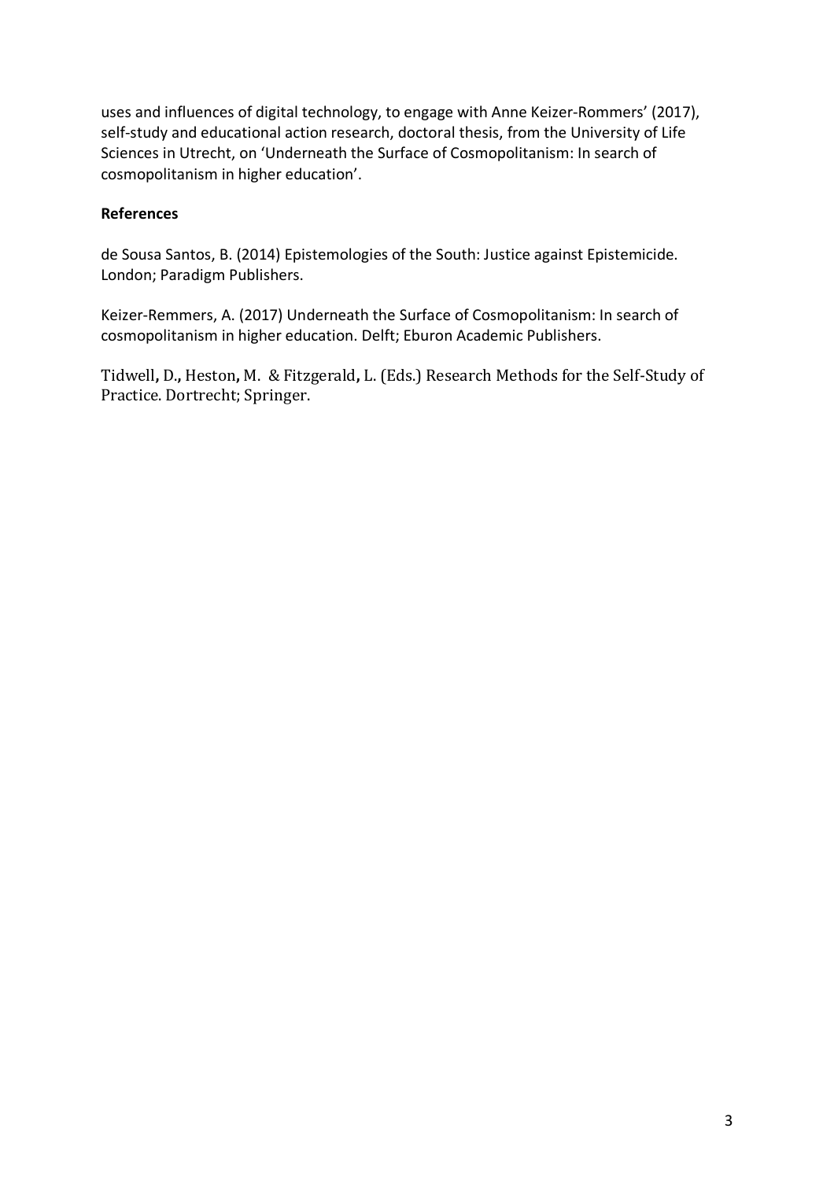uses and influences of digital technology, to engage with Anne Keizer-Rommers' (2017), self-study and educational action research, doctoral thesis, from the University of Life Sciences in Utrecht, on 'Underneath the Surface of Cosmopolitanism: In search of cosmopolitanism in higher education'.

**References**

de Sousa Santos, B. (2014) Epistemologies of the South: Justice against Epistemicide. London; Paradigm Publishers.

Keizer-Remmers, A. (2017) Underneath the Surface of Cosmopolitanism: In search of cosmopolitanism in higher education. Delft; Eburon Academic Publishers.

Tidwell, D., Heston, M. & Fitzgerald, L. (Eds.) Research Methods for the Self-Study of Practice. Dortrecht; Springer.